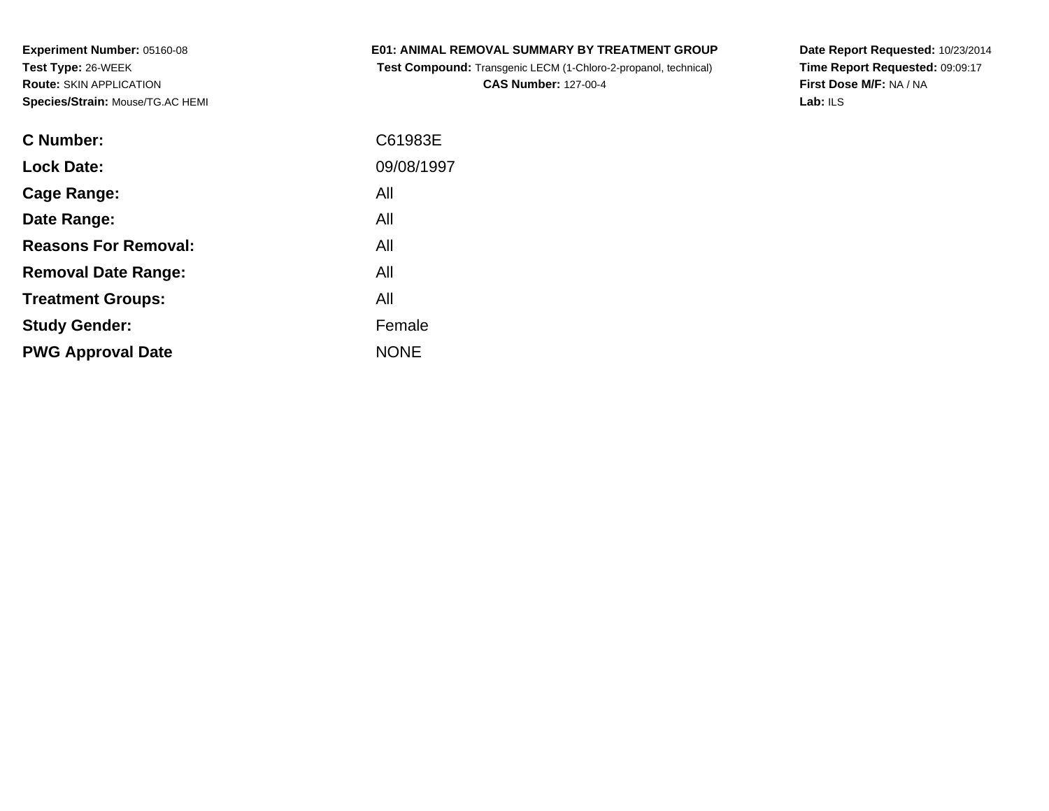**Experiment Number:** 05160-08
**Test Type:** 26-WEEK
**Route:** SKIN APPLICATION
**Species/Strain:** Mouse/TG.AC HEMI

**E01: ANIMAL REMOVAL SUMMARY BY TREATMENT GROUP**
**Test Compound:** Transgenic LECM (1-Chloro-2-propanol, technical)
**CAS Number:** 127-00-4

**Date Report Requested:** 10/23/2014
**Time Report Requested:** 09:09:17
**First Dose M/F:** NA / NA
**Lab:** ILS

| | |
|---|---|
| **C Number:** | C61983E |
| **Lock Date:** | 09/08/1997 |
| **Cage Range:** | All |
| **Date Range:** | All |
| **Reasons For Removal:** | All |
| **Removal Date Range:** | All |
| **Treatment Groups:** | All |
| **Study Gender:** | Female |
| **PWG Approval Date** | NONE |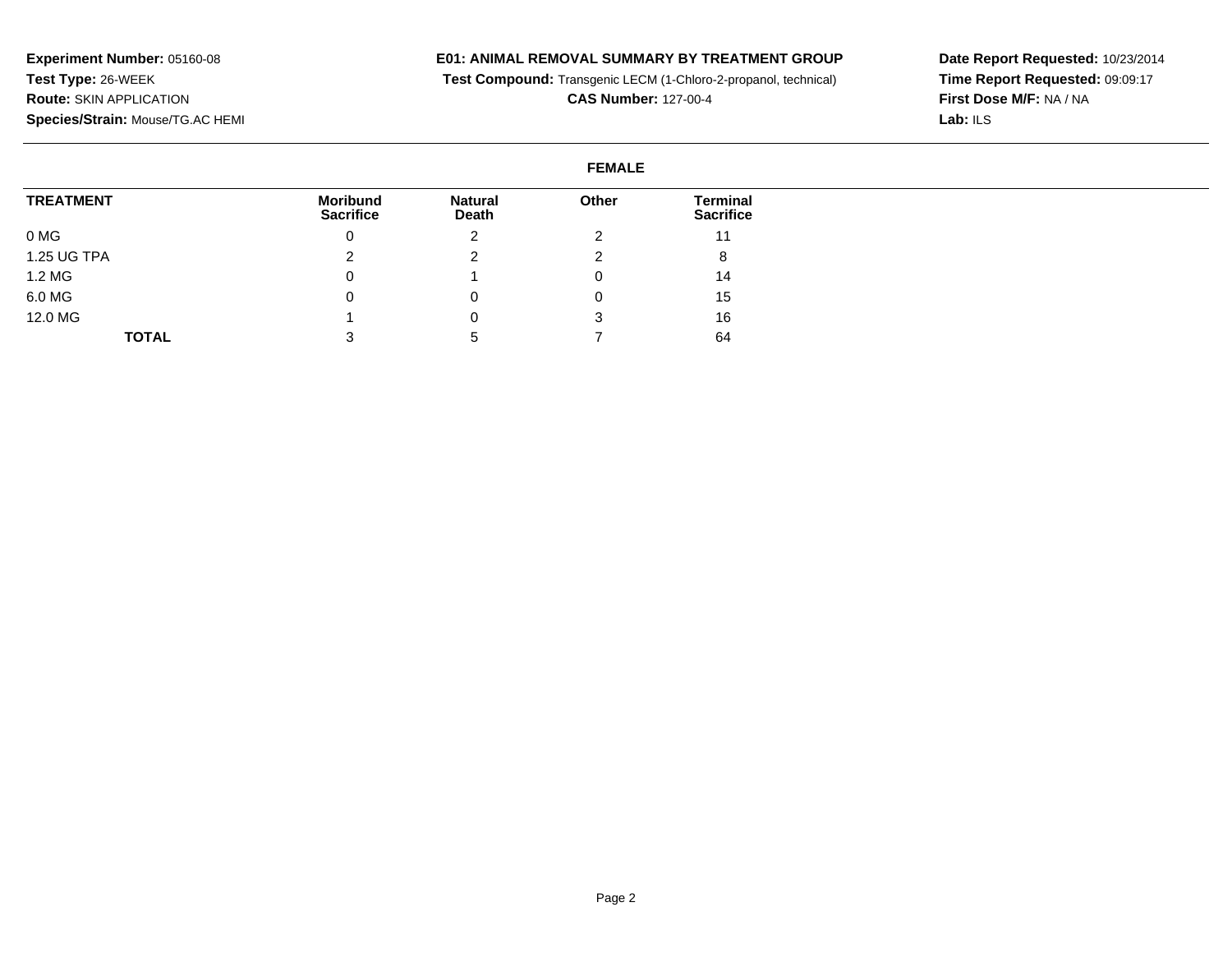**Experiment Number:** 05160-08
**Test Type:** 26-WEEK
**Route:** SKIN APPLICATION
**Species/Strain:** Mouse/TG.AC HEMI

**E01: ANIMAL REMOVAL SUMMARY BY TREATMENT GROUP**
**Test Compound:** Transgenic LECM (1-Chloro-2-propanol, technical)
**CAS Number:** 127-00-4

**Date Report Requested:** 10/23/2014
**Time Report Requested:** 09:09:17
**First Dose M/F:** NA / NA
**Lab:** ILS

**FEMALE**

| TREATMENT | Moribund Sacrifice | Natural Death | Other | Terminal Sacrifice |
|---|---|---|---|---|
| 0 MG | 0 | 2 | 2 | 11 |
| 1.25 UG TPA | 2 | 2 | 2 | 8 |
| 1.2 MG | 0 | 1 | 0 | 14 |
| 6.0 MG | 0 | 0 | 0 | 15 |
| 12.0 MG | 1 | 0 | 3 | 16 |
| **TOTAL** | 3 | 5 | 7 | 64 |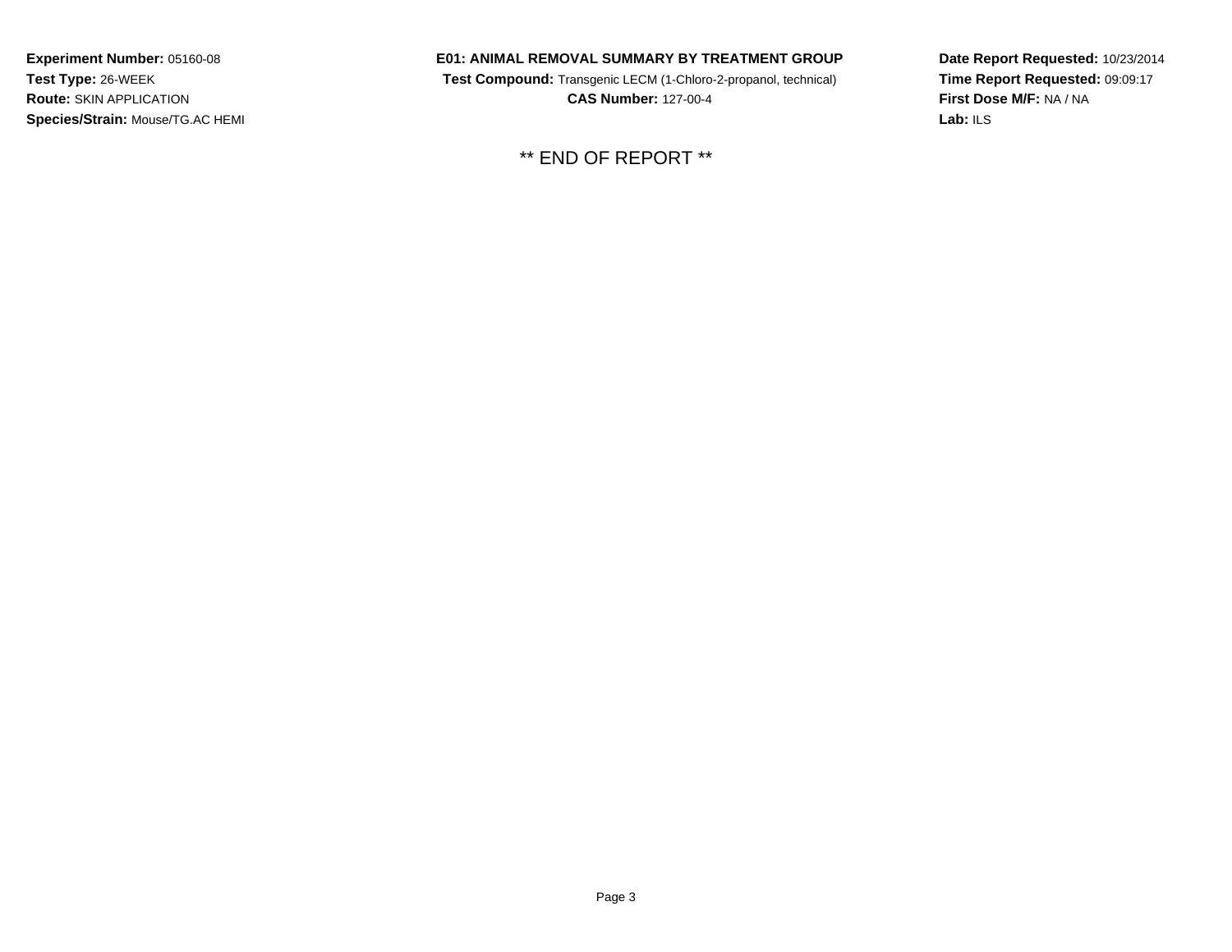**Experiment Number:** 05160-08
**Test Type:** 26-WEEK
**Route:** SKIN APPLICATION
**Species/Strain:** Mouse/TG.AC HEMI

**E01: ANIMAL REMOVAL SUMMARY BY TREATMENT GROUP**
**Test Compound:** Transgenic LECM (1-Chloro-2-propanol, technical)
**CAS Number:** 127-00-4

**Date Report Requested:** 10/23/2014
**Time Report Requested:** 09:09:17
**First Dose M/F:** NA / NA
**Lab:** ILS

** END OF REPORT **